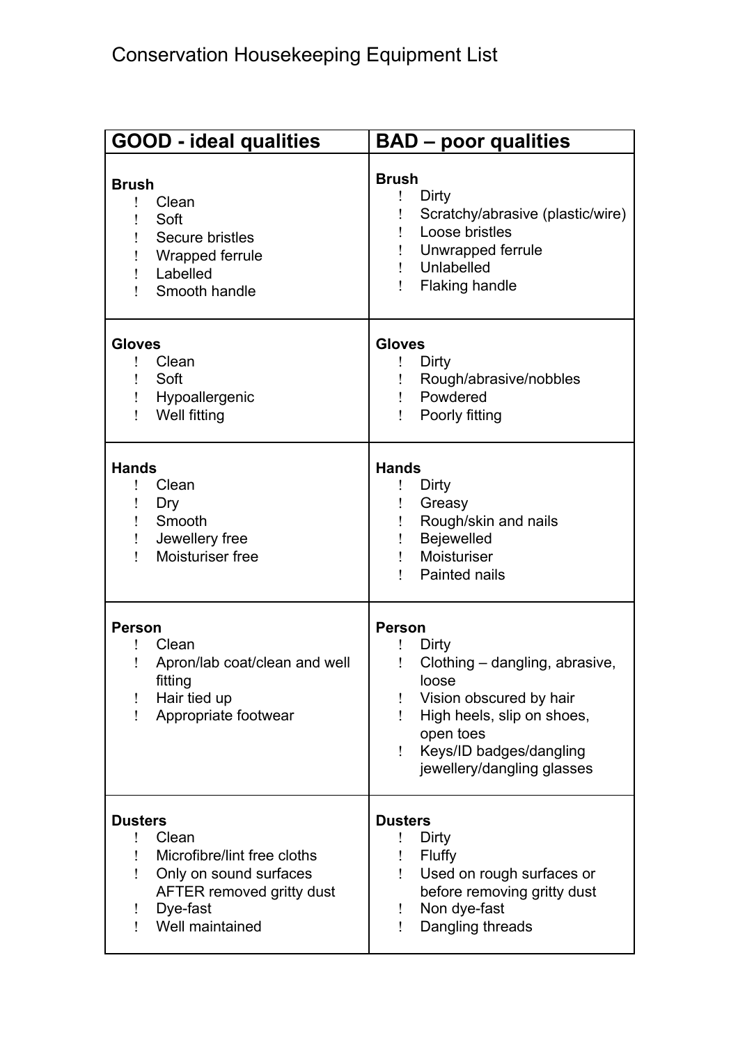# Conservation Housekeeping Equipment List

| GOOD - ideal qualities | BAD – poor qualities |
| --- | --- |
| **Brush**<br>! Clean<br>! Soft<br>! Secure bristles<br>! Wrapped ferrule<br>! Labelled<br>! Smooth handle | **Brush**<br>! Dirty<br>! Scratchy/abrasive (plastic/wire)<br>! Loose bristles<br>! Unwrapped ferrule<br>! Unlabelled<br>! Flaking handle |
| **Gloves**<br>! Clean<br>! Soft<br>! Hypoallergenic<br>! Well fitting | **Gloves**<br>! Dirty<br>! Rough/abrasive/nobbles<br>! Powdered<br>! Poorly fitting |
| **Hands**<br>! Clean<br>! Dry<br>! Smooth<br>! Jewellery free<br>! Moisturiser free | **Hands**<br>! Dirty<br>! Greasy<br>! Rough/skin and nails<br>! Bejewelled<br>! Moisturiser<br>! Painted nails |
| **Person**<br>! Clean<br>! Apron/lab coat/clean and well fitting<br>! Hair tied up<br>! Appropriate footwear | **Person**<br>! Dirty<br>! Clothing – dangling, abrasive, loose<br>! Vision obscured by hair<br>! High heels, slip on shoes, open toes<br>! Keys/ID badges/dangling jewellery/dangling glasses |
| **Dusters**<br>! Clean<br>! Microfibre/lint free cloths<br>! Only on sound surfaces AFTER removed gritty dust<br>! Dye-fast<br>! Well maintained | **Dusters**<br>! Dirty<br>! Fluffy<br>! Used on rough surfaces or before removing gritty dust<br>! Non dye-fast<br>! Dangling threads |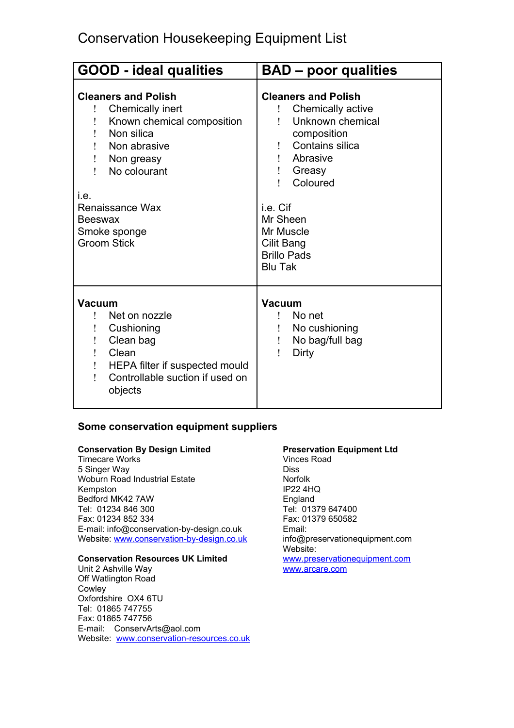# Conservation Housekeeping Equipment List

| GOOD - ideal qualities | BAD – poor qualities |
|---|---|
| **Cleaners and Polish**<br>! Chemically inert<br>! Known chemical composition<br>! Non silica<br>! Non abrasive<br>! Non greasy<br>! No colourant<br><br>i.e.<br>Renaissance Wax<br>Beeswax<br>Smoke sponge<br>Groom Stick | **Cleaners and Polish**<br>! Chemically active<br>! Unknown chemical composition<br>! Contains silica<br>! Abrasive<br>! Greasy<br>! Coloured<br><br>i.e. Cif<br>Mr Sheen<br>Mr Muscle<br>Cilit Bang<br>Brillo Pads<br>Blu Tak |
| **Vacuum**<br>! Net on nozzle<br>! Cushioning<br>! Clean bag<br>! Clean<br>! HEPA filter if suspected mould<br>! Controllable suction if used on objects | **Vacuum**<br>! No net<br>! No cushioning<br>! No bag/full bag<br>! Dirty |

## Some conservation equipment suppliers

**Conservation By Design Limited**
Timecare Works
5 Singer Way
Woburn Road Industrial Estate
Kempston
Bedford MK42 7AW
Tel: 01234 846 300
Fax: 01234 852 334
E-mail: info@conservation-by-design.co.uk
Website: www.conservation-by-design.co.uk

**Conservation Resources UK Limited**
Unit 2 Ashville Way
Off Watlington Road
Cowley
Oxfordshire OX4 6TU
Tel: 01865 747755
Fax: 01865 747756
E-mail: ConservArts@aol.com
Website: www.conservation-resources.co.uk

**Preservation Equipment Ltd**
Vinces Road
Diss
Norfolk
IP22 4HQ
England
Tel: 01379 647400
Fax: 01379 650582
Email:
info@preservationequipment.com
Website:
www.preservationequipment.com
www.arcare.com